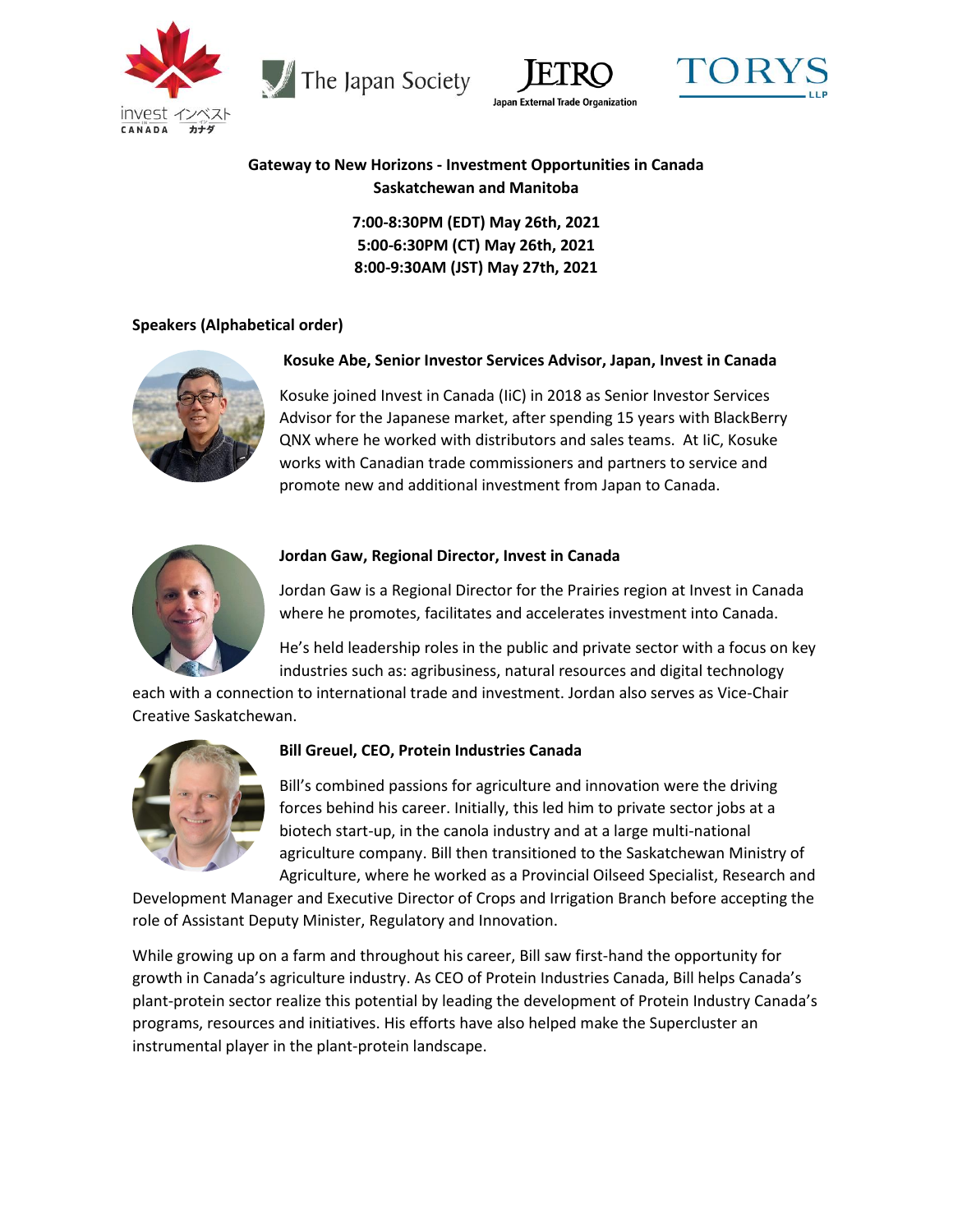# Gateway to New Horizons - Investment Opportunities in Canada
## Saskatchewan and Manitoba

**7:00-8:30PM (EDT) May 26th, 2021**
**5:00-6:30PM (CT) May 26th, 2021**
**8:00-9:30AM (JST) May 27th, 2021**

### Speakers (Alphabetical order)

**Kosuke Abe, Senior Investor Services Advisor, Japan, Invest in Canada**

Kosuke joined Invest in Canada (IiC) in 2018 as Senior Investor Services Advisor for the Japanese market, after spending 15 years with BlackBerry QNX where he worked with distributors and sales teams. At IiC, Kosuke works with Canadian trade commissioners and partners to service and promote new and additional investment from Japan to Canada.

**Jordan Gaw, Regional Director, Invest in Canada**

Jordan Gaw is a Regional Director for the Prairies region at Invest in Canada where he promotes, facilitates and accelerates investment into Canada.

He's held leadership roles in the public and private sector with a focus on key industries such as: agribusiness, natural resources and digital technology each with a connection to international trade and investment. Jordan also serves as Vice-Chair Creative Saskatchewan.

**Bill Greuel, CEO, Protein Industries Canada**

Bill's combined passions for agriculture and innovation were the driving forces behind his career. Initially, this led him to private sector jobs at a biotech start-up, in the canola industry and at a large multi-national agriculture company. Bill then transitioned to the Saskatchewan Ministry of Agriculture, where he worked as a Provincial Oilseed Specialist, Research and Development Manager and Executive Director of Crops and Irrigation Branch before accepting the role of Assistant Deputy Minister, Regulatory and Innovation.

While growing up on a farm and throughout his career, Bill saw first-hand the opportunity for growth in Canada's agriculture industry. As CEO of Protein Industries Canada, Bill helps Canada's plant-protein sector realize this potential by leading the development of Protein Industry Canada's programs, resources and initiatives. His efforts have also helped make the Supercluster an instrumental player in the plant-protein landscape.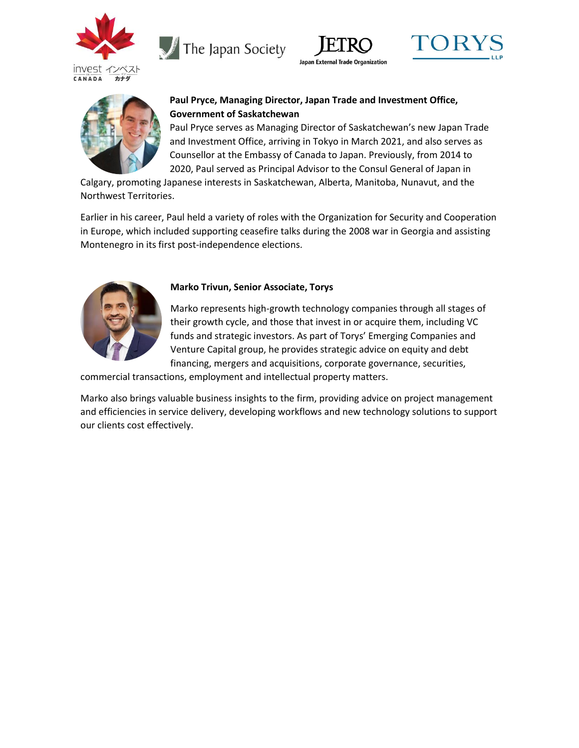**Paul Pryce, Managing Director, Japan Trade and Investment Office, Government of Saskatchewan**

Paul Pryce serves as Managing Director of Saskatchewan's new Japan Trade and Investment Office, arriving in Tokyo in March 2021, and also serves as Counsellor at the Embassy of Canada to Japan. Previously, from 2014 to 2020, Paul served as Principal Advisor to the Consul General of Japan in Calgary, promoting Japanese interests in Saskatchewan, Alberta, Manitoba, Nunavut, and the Northwest Territories.

Earlier in his career, Paul held a variety of roles with the Organization for Security and Cooperation in Europe, which included supporting ceasefire talks during the 2008 war in Georgia and assisting Montenegro in its first post-independence elections.

**Marko Trivun, Senior Associate, Torys**

Marko represents high-growth technology companies through all stages of their growth cycle, and those that invest in or acquire them, including VC funds and strategic investors. As part of Torys' Emerging Companies and Venture Capital group, he provides strategic advice on equity and debt financing, mergers and acquisitions, corporate governance, securities, commercial transactions, employment and intellectual property matters.

Marko also brings valuable business insights to the firm, providing advice on project management and efficiencies in service delivery, developing workflows and new technology solutions to support our clients cost effectively.